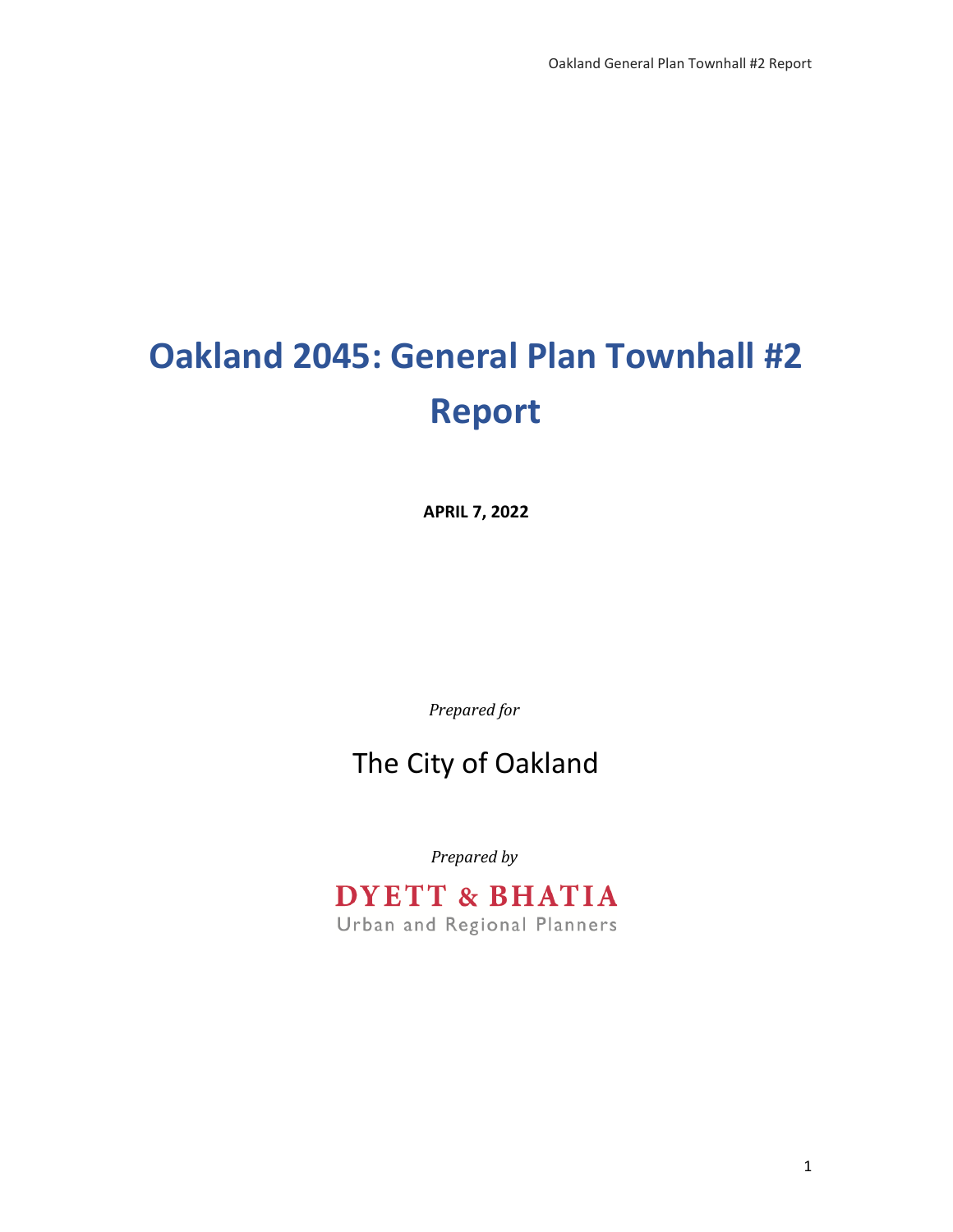# Oakland 2045: General Plan Townhall #2 Report

**APRIL 7, 2022**

*Prepared for*

The City of Oakland

*Prepared by*

DYETT & BHATIA

Urban and Regional Planners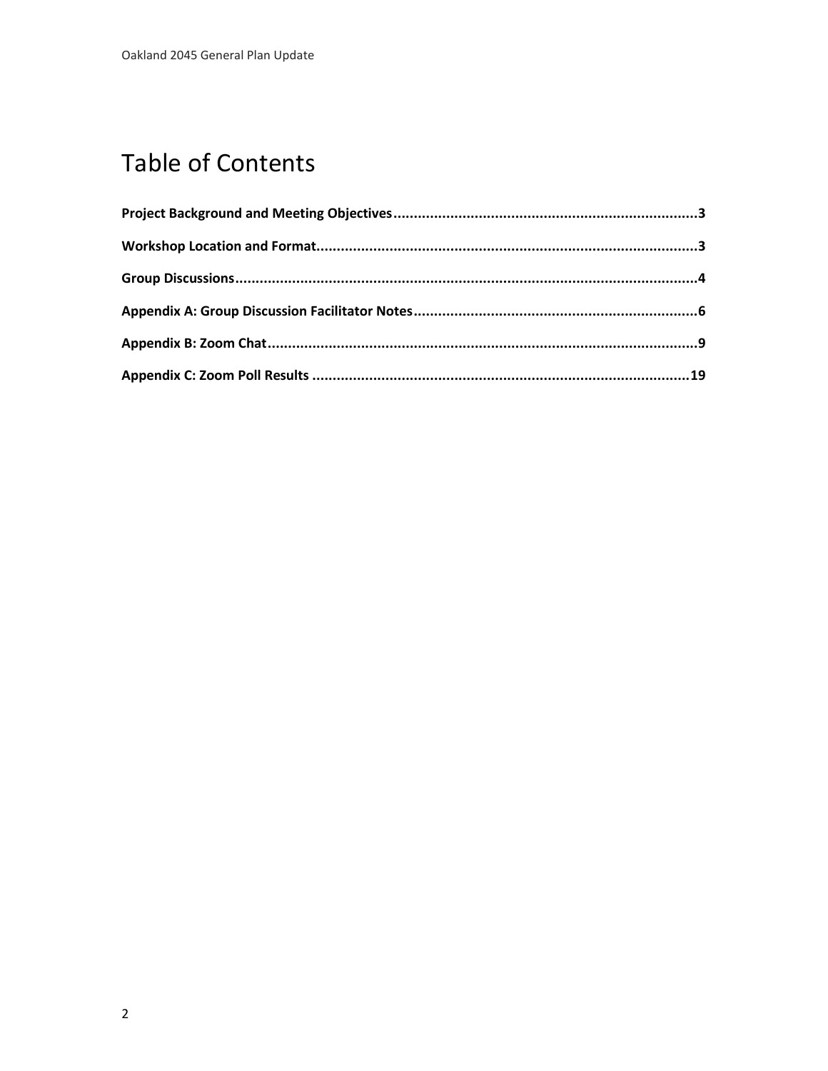# Table of Contents

**Project Background and Meeting Objectives** .......... 3

**Workshop Location and Format** .......... 3

**Group Discussions** .......... 4

**Appendix A: Group Discussion Facilitator Notes** .......... 6

**Appendix B: Zoom Chat** .......... 9

**Appendix C: Zoom Poll Results** .......... 19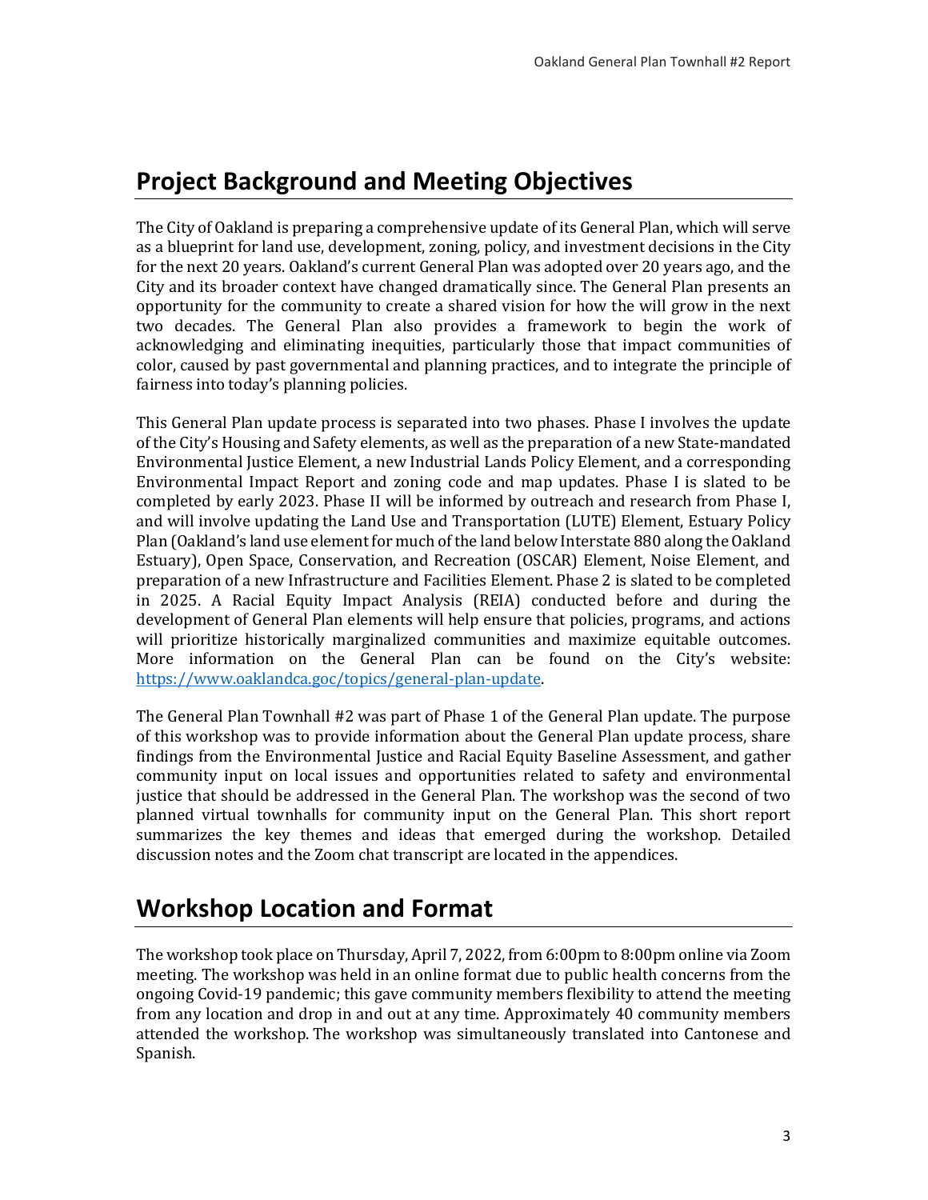## Project Background and Meeting Objectives

The City of Oakland is preparing a comprehensive update of its General Plan, which will serve as a blueprint for land use, development, zoning, policy, and investment decisions in the City for the next 20 years. Oakland's current General Plan was adopted over 20 years ago, and the City and its broader context have changed dramatically since. The General Plan presents an opportunity for the community to create a shared vision for how the will grow in the next two decades. The General Plan also provides a framework to begin the work of acknowledging and eliminating inequities, particularly those that impact communities of color, caused by past governmental and planning practices, and to integrate the principle of fairness into today's planning policies.

This General Plan update process is separated into two phases. Phase I involves the update of the City's Housing and Safety elements, as well as the preparation of a new State-mandated Environmental Justice Element, a new Industrial Lands Policy Element, and a corresponding Environmental Impact Report and zoning code and map updates. Phase I is slated to be completed by early 2023. Phase II will be informed by outreach and research from Phase I, and will involve updating the Land Use and Transportation (LUTE) Element, Estuary Policy Plan (Oakland's land use element for much of the land below Interstate 880 along the Oakland Estuary), Open Space, Conservation, and Recreation (OSCAR) Element, Noise Element, and preparation of a new Infrastructure and Facilities Element. Phase 2 is slated to be completed in 2025. A Racial Equity Impact Analysis (REIA) conducted before and during the development of General Plan elements will help ensure that policies, programs, and actions will prioritize historically marginalized communities and maximize equitable outcomes. More information on the General Plan can be found on the City's website: [https://www.oaklandca.goc/topics/general-plan-update](https://www.oaklandca.goc/topics/general-plan-update).

The General Plan Townhall #2 was part of Phase 1 of the General Plan update. The purpose of this workshop was to provide information about the General Plan update process, share findings from the Environmental Justice and Racial Equity Baseline Assessment, and gather community input on local issues and opportunities related to safety and environmental justice that should be addressed in the General Plan. The workshop was the second of two planned virtual townhalls for community input on the General Plan. This short report summarizes the key themes and ideas that emerged during the workshop. Detailed discussion notes and the Zoom chat transcript are located in the appendices.

## Workshop Location and Format

The workshop took place on Thursday, April 7, 2022, from 6:00pm to 8:00pm online via Zoom meeting. The workshop was held in an online format due to public health concerns from the ongoing Covid-19 pandemic; this gave community members flexibility to attend the meeting from any location and drop in and out at any time. Approximately 40 community members attended the workshop. The workshop was simultaneously translated into Cantonese and Spanish.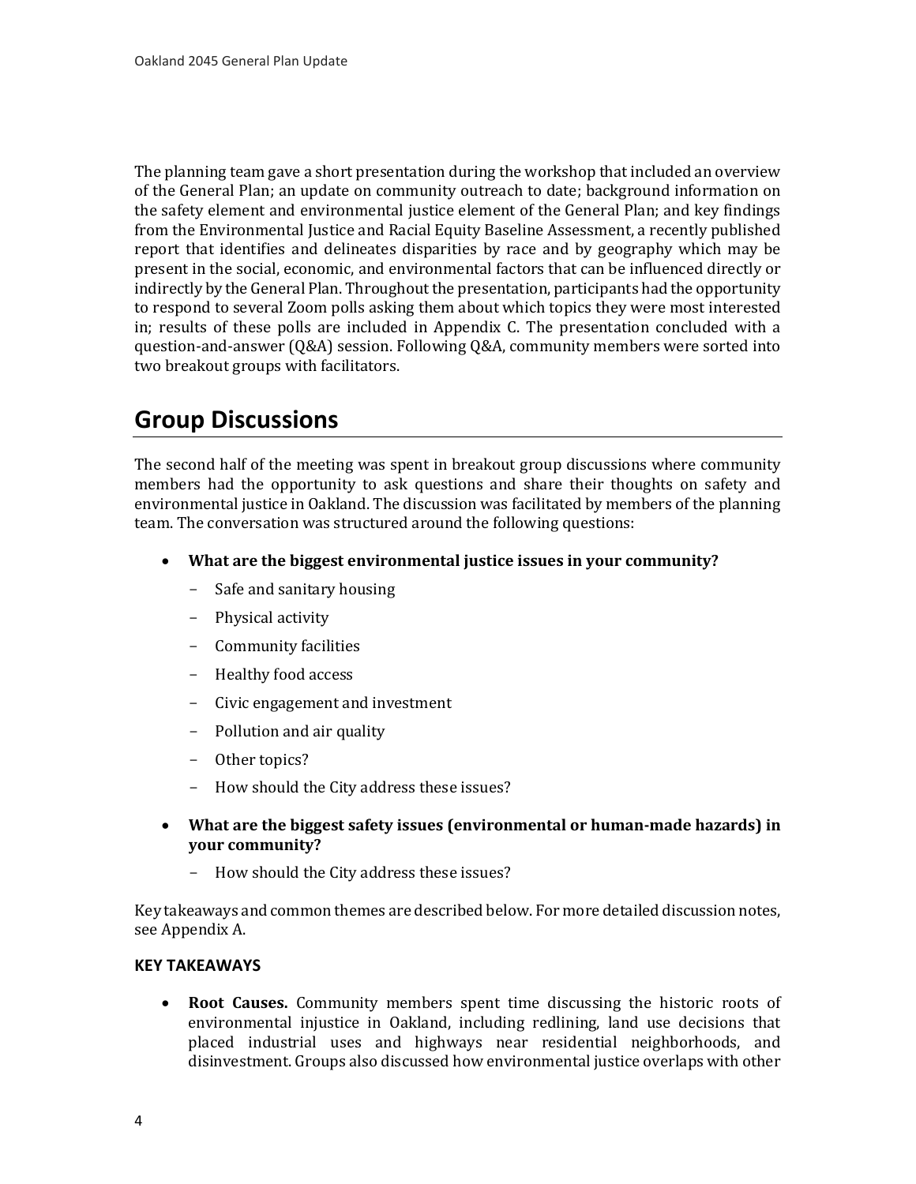The planning team gave a short presentation during the workshop that included an overview of the General Plan; an update on community outreach to date; background information on the safety element and environmental justice element of the General Plan; and key findings from the Environmental Justice and Racial Equity Baseline Assessment, a recently published report that identifies and delineates disparities by race and by geography which may be present in the social, economic, and environmental factors that can be influenced directly or indirectly by the General Plan. Throughout the presentation, participants had the opportunity to respond to several Zoom polls asking them about which topics they were most interested in; results of these polls are included in Appendix C. The presentation concluded with a question-and-answer (Q&A) session. Following Q&A, community members were sorted into two breakout groups with facilitators.

## Group Discussions

The second half of the meeting was spent in breakout group discussions where community members had the opportunity to ask questions and share their thoughts on safety and environmental justice in Oakland. The discussion was facilitated by members of the planning team. The conversation was structured around the following questions:

- **What are the biggest environmental justice issues in your community?**
  - Safe and sanitary housing
  - Physical activity
  - Community facilities
  - Healthy food access
  - Civic engagement and investment
  - Pollution and air quality
  - Other topics?
  - How should the City address these issues?
- **What are the biggest safety issues (environmental or human-made hazards) in your community?**
  - How should the City address these issues?

Key takeaways and common themes are described below. For more detailed discussion notes, see Appendix A.

**KEY TAKEAWAYS**

- **Root Causes.** Community members spent time discussing the historic roots of environmental injustice in Oakland, including redlining, land use decisions that placed industrial uses and highways near residential neighborhoods, and disinvestment. Groups also discussed how environmental justice overlaps with other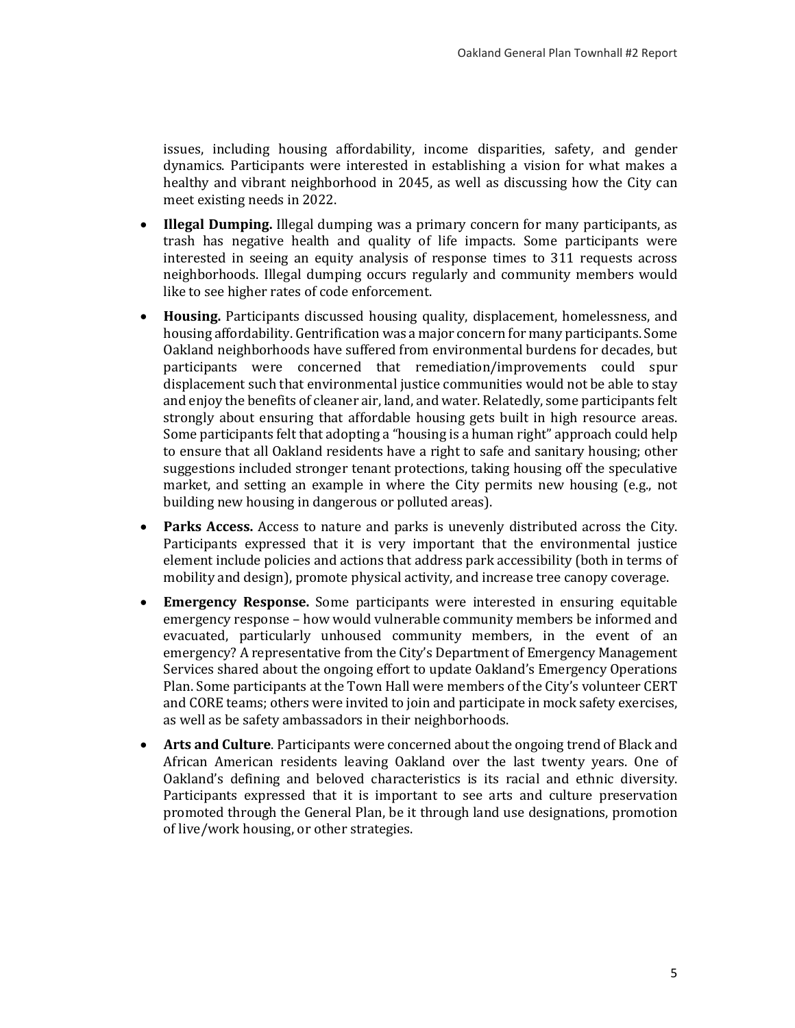issues, including housing affordability, income disparities, safety, and gender dynamics. Participants were interested in establishing a vision for what makes a healthy and vibrant neighborhood in 2045, as well as discussing how the City can meet existing needs in 2022.

- **Illegal Dumping.** Illegal dumping was a primary concern for many participants, as trash has negative health and quality of life impacts. Some participants were interested in seeing an equity analysis of response times to 311 requests across neighborhoods. Illegal dumping occurs regularly and community members would like to see higher rates of code enforcement.
- **Housing.** Participants discussed housing quality, displacement, homelessness, and housing affordability. Gentrification was a major concern for many participants. Some Oakland neighborhoods have suffered from environmental burdens for decades, but participants were concerned that remediation/improvements could spur displacement such that environmental justice communities would not be able to stay and enjoy the benefits of cleaner air, land, and water. Relatedly, some participants felt strongly about ensuring that affordable housing gets built in high resource areas. Some participants felt that adopting a "housing is a human right" approach could help to ensure that all Oakland residents have a right to safe and sanitary housing; other suggestions included stronger tenant protections, taking housing off the speculative market, and setting an example in where the City permits new housing (e.g., not building new housing in dangerous or polluted areas).
- **Parks Access.** Access to nature and parks is unevenly distributed across the City. Participants expressed that it is very important that the environmental justice element include policies and actions that address park accessibility (both in terms of mobility and design), promote physical activity, and increase tree canopy coverage.
- **Emergency Response.** Some participants were interested in ensuring equitable emergency response – how would vulnerable community members be informed and evacuated, particularly unhoused community members, in the event of an emergency? A representative from the City's Department of Emergency Management Services shared about the ongoing effort to update Oakland's Emergency Operations Plan. Some participants at the Town Hall were members of the City's volunteer CERT and CORE teams; others were invited to join and participate in mock safety exercises, as well as be safety ambassadors in their neighborhoods.
- **Arts and Culture**. Participants were concerned about the ongoing trend of Black and African American residents leaving Oakland over the last twenty years. One of Oakland's defining and beloved characteristics is its racial and ethnic diversity. Participants expressed that it is important to see arts and culture preservation promoted through the General Plan, be it through land use designations, promotion of live/work housing, or other strategies.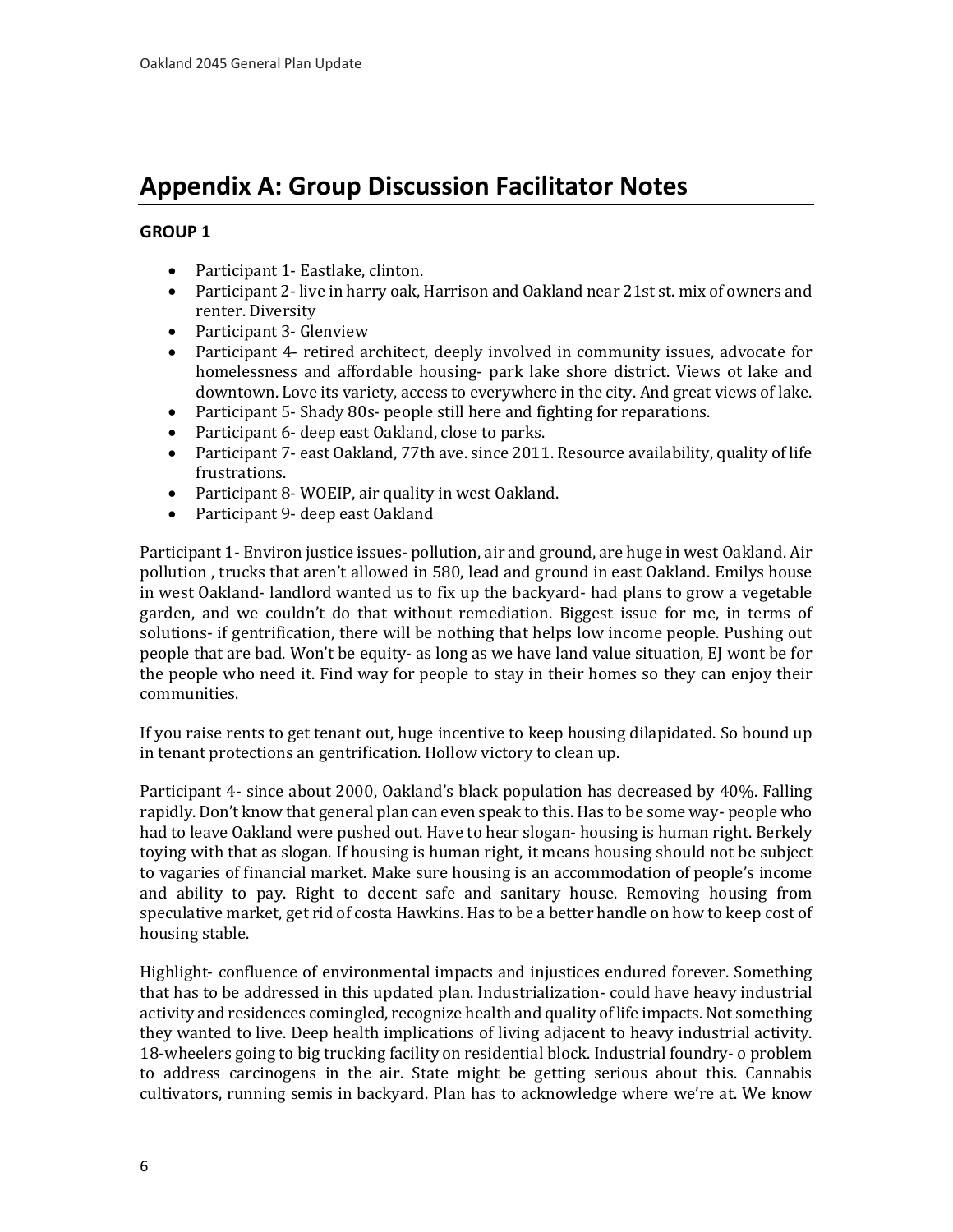# Appendix A: Group Discussion Facilitator Notes

**GROUP 1**

- Participant 1- Eastlake, clinton.
- Participant 2- live in harry oak, Harrison and Oakland near 21st st. mix of owners and renter. Diversity
- Participant 3- Glenview
- Participant 4- retired architect, deeply involved in community issues, advocate for homelessness and affordable housing- park lake shore district. Views ot lake and downtown. Love its variety, access to everywhere in the city. And great views of lake.
- Participant 5- Shady 80s- people still here and fighting for reparations.
- Participant 6- deep east Oakland, close to parks.
- Participant 7- east Oakland, 77th ave. since 2011. Resource availability, quality of life frustrations.
- Participant 8- WOEIP, air quality in west Oakland.
- Participant 9- deep east Oakland

Participant 1- Environ justice issues- pollution, air and ground, are huge in west Oakland. Air pollution , trucks that aren't allowed in 580, lead and ground in east Oakland. Emilys house in west Oakland- landlord wanted us to fix up the backyard- had plans to grow a vegetable garden, and we couldn't do that without remediation. Biggest issue for me, in terms of solutions- if gentrification, there will be nothing that helps low income people. Pushing out people that are bad. Won't be equity- as long as we have land value situation, EJ wont be for the people who need it. Find way for people to stay in their homes so they can enjoy their communities.

If you raise rents to get tenant out, huge incentive to keep housing dilapidated. So bound up in tenant protections an gentrification. Hollow victory to clean up.

Participant 4- since about 2000, Oakland's black population has decreased by 40%. Falling rapidly. Don't know that general plan can even speak to this. Has to be some way- people who had to leave Oakland were pushed out. Have to hear slogan- housing is human right. Berkely toying with that as slogan. If housing is human right, it means housing should not be subject to vagaries of financial market. Make sure housing is an accommodation of people's income and ability to pay. Right to decent safe and sanitary house. Removing housing from speculative market, get rid of costa Hawkins. Has to be a better handle on how to keep cost of housing stable.

Highlight- confluence of environmental impacts and injustices endured forever. Something that has to be addressed in this updated plan. Industrialization- could have heavy industrial activity and residences comingled, recognize health and quality of life impacts. Not something they wanted to live. Deep health implications of living adjacent to heavy industrial activity. 18-wheelers going to big trucking facility on residential block. Industrial foundry- o problem to address carcinogens in the air. State might be getting serious about this. Cannabis cultivators, running semis in backyard. Plan has to acknowledge where we're at. We know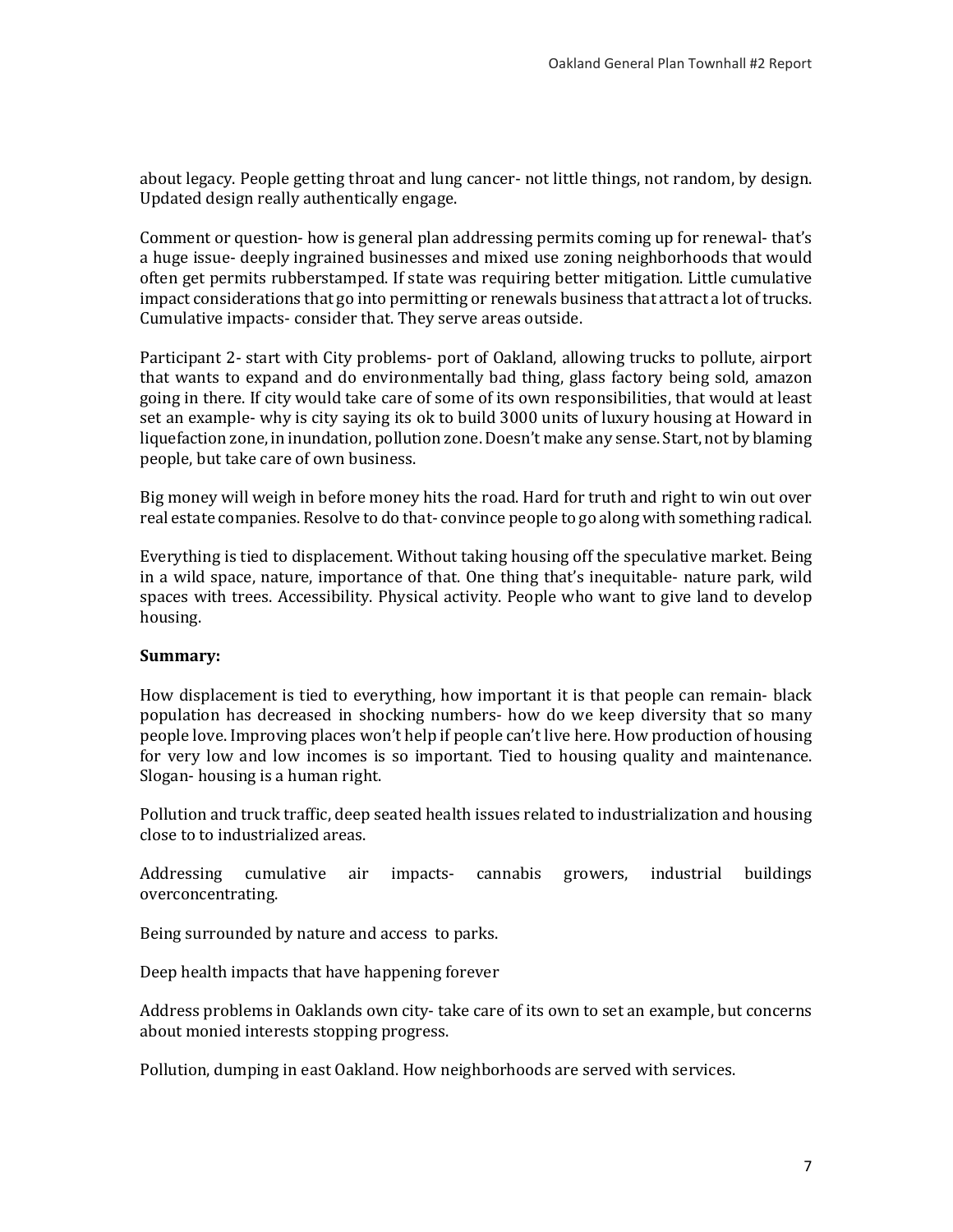about legacy. People getting throat and lung cancer- not little things, not random, by design. Updated design really authentically engage.

Comment or question- how is general plan addressing permits coming up for renewal- that's a huge issue- deeply ingrained businesses and mixed use zoning neighborhoods that would often get permits rubberstamped. If state was requiring better mitigation. Little cumulative impact considerations that go into permitting or renewals business that attract a lot of trucks. Cumulative impacts- consider that. They serve areas outside.

Participant 2- start with City problems- port of Oakland, allowing trucks to pollute, airport that wants to expand and do environmentally bad thing, glass factory being sold, amazon going in there. If city would take care of some of its own responsibilities, that would at least set an example- why is city saying its ok to build 3000 units of luxury housing at Howard in liquefaction zone, in inundation, pollution zone. Doesn't make any sense. Start, not by blaming people, but take care of own business.

Big money will weigh in before money hits the road. Hard for truth and right to win out over real estate companies. Resolve to do that- convince people to go along with something radical.

Everything is tied to displacement. Without taking housing off the speculative market. Being in a wild space, nature, importance of that. One thing that's inequitable- nature park, wild spaces with trees. Accessibility. Physical activity. People who want to give land to develop housing.

**Summary:**

How displacement is tied to everything, how important it is that people can remain- black population has decreased in shocking numbers- how do we keep diversity that so many people love. Improving places won't help if people can't live here. How production of housing for very low and low incomes is so important. Tied to housing quality and maintenance. Slogan- housing is a human right.

Pollution and truck traffic, deep seated health issues related to industrialization and housing close to to industrialized areas.

Addressing cumulative air impacts- cannabis growers, industrial buildings overconcentrating.

Being surrounded by nature and access to parks.

Deep health impacts that have happening forever

Address problems in Oaklands own city- take care of its own to set an example, but concerns about monied interests stopping progress.

Pollution, dumping in east Oakland. How neighborhoods are served with services.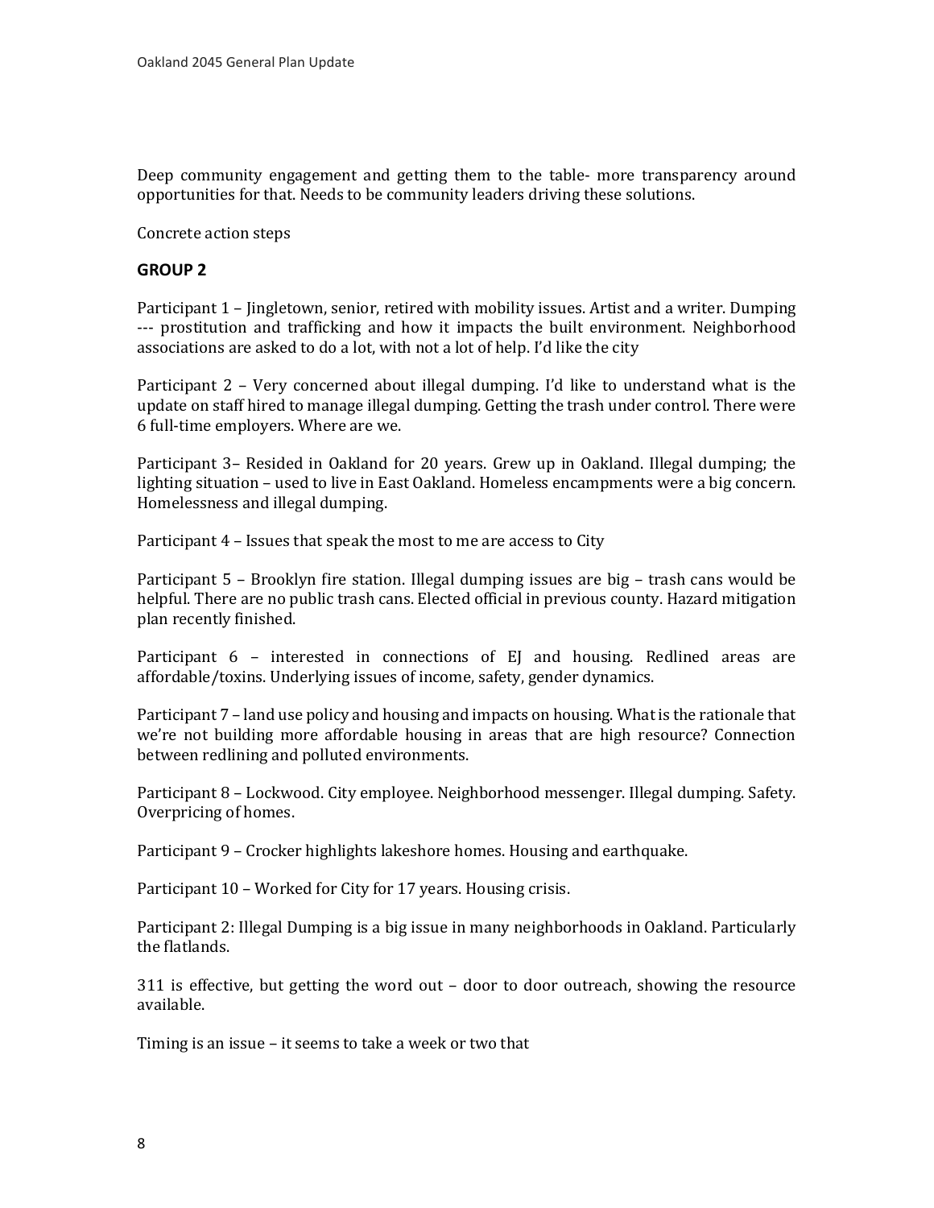Deep community engagement and getting them to the table- more transparency around opportunities for that. Needs to be community leaders driving these solutions.

Concrete action steps

**GROUP 2**

Participant 1 – Jingletown, senior, retired with mobility issues. Artist and a writer. Dumping --- prostitution and trafficking and how it impacts the built environment. Neighborhood associations are asked to do a lot, with not a lot of help. I'd like the city

Participant 2 – Very concerned about illegal dumping. I'd like to understand what is the update on staff hired to manage illegal dumping. Getting the trash under control. There were 6 full-time employers. Where are we.

Participant 3– Resided in Oakland for 20 years. Grew up in Oakland. Illegal dumping; the lighting situation – used to live in East Oakland. Homeless encampments were a big concern. Homelessness and illegal dumping.

Participant 4 – Issues that speak the most to me are access to City

Participant 5 – Brooklyn fire station. Illegal dumping issues are big – trash cans would be helpful. There are no public trash cans. Elected official in previous county. Hazard mitigation plan recently finished.

Participant 6 – interested in connections of EJ and housing. Redlined areas are affordable/toxins. Underlying issues of income, safety, gender dynamics.

Participant 7 – land use policy and housing and impacts on housing. What is the rationale that we're not building more affordable housing in areas that are high resource? Connection between redlining and polluted environments.

Participant 8 – Lockwood. City employee. Neighborhood messenger. Illegal dumping. Safety. Overpricing of homes.

Participant 9 – Crocker highlights lakeshore homes. Housing and earthquake.

Participant 10 – Worked for City for 17 years. Housing crisis.

Participant 2: Illegal Dumping is a big issue in many neighborhoods in Oakland. Particularly the flatlands.

311 is effective, but getting the word out – door to door outreach, showing the resource available.

Timing is an issue – it seems to take a week or two that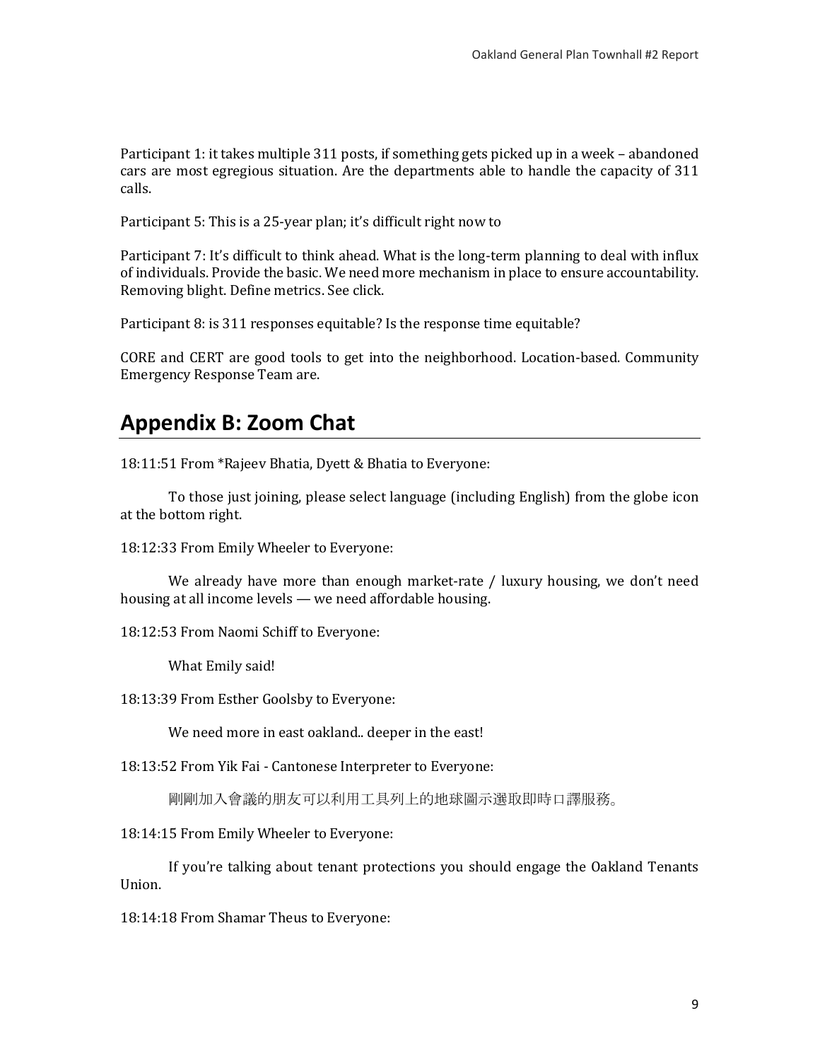Participant 1: it takes multiple 311 posts, if something gets picked up in a week – abandoned cars are most egregious situation. Are the departments able to handle the capacity of 311 calls.

Participant 5: This is a 25-year plan; it's difficult right now to

Participant 7: It's difficult to think ahead. What is the long-term planning to deal with influx of individuals. Provide the basic. We need more mechanism in place to ensure accountability. Removing blight. Define metrics. See click.

Participant 8: is 311 responses equitable? Is the response time equitable?

CORE and CERT are good tools to get into the neighborhood. Location-based. Community Emergency Response Team are.

## Appendix B: Zoom Chat

18:11:51 From *Rajeev Bhatia, Dyett & Bhatia to Everyone:

To those just joining, please select language (including English) from the globe icon at the bottom right.

18:12:33 From Emily Wheeler to Everyone:

We already have more than enough market-rate / luxury housing, we don't need housing at all income levels — we need affordable housing.

18:12:53 From Naomi Schiff to Everyone:

What Emily said!

18:13:39 From Esther Goolsby to Everyone:

We need more in east oakland.. deeper in the east!

18:13:52 From Yik Fai - Cantonese Interpreter to Everyone:

剛剛加入會議的朋友可以利用工具列上的地球圖示選取即時口譯服務。

18:14:15 From Emily Wheeler to Everyone:

If you're talking about tenant protections you should engage the Oakland Tenants Union.

18:14:18 From Shamar Theus to Everyone: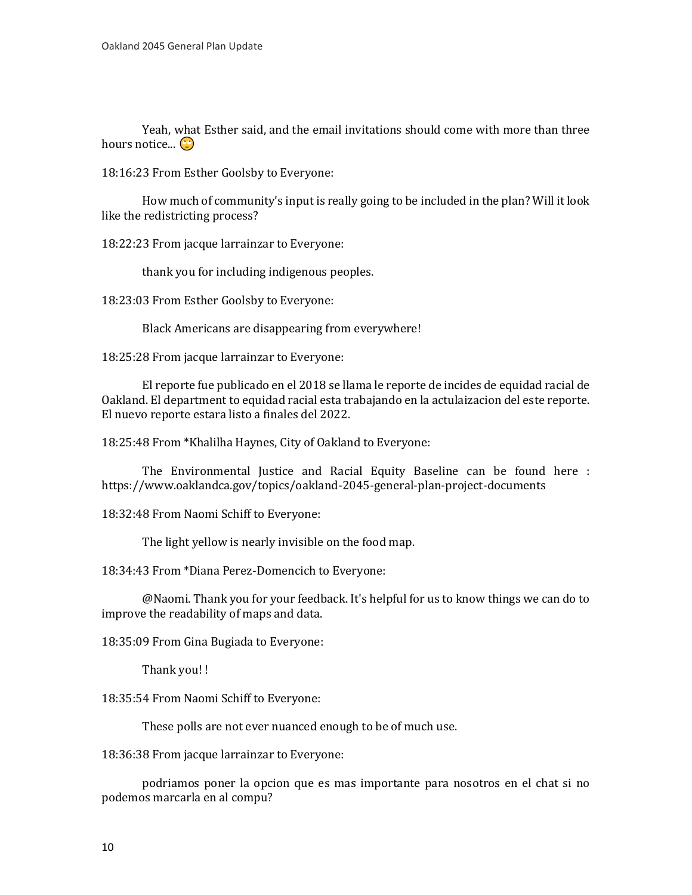Yeah, what Esther said, and the email invitations should come with more than three hours notice... 🙄

18:16:23 From Esther Goolsby to Everyone:

How much of community's input is really going to be included in the plan? Will it look like the redistricting process?

18:22:23 From jacque larrainzar to Everyone:

thank you for including indigenous peoples.

18:23:03 From Esther Goolsby to Everyone:

Black Americans are disappearing from everywhere!

18:25:28 From jacque larrainzar to Everyone:

El reporte fue publicado en el 2018 se llama le reporte de incides de equidad racial de Oakland. El department to equidad racial esta trabajando en la actulaizacion del este reporte. El nuevo reporte estara listo a finales del 2022.

18:25:48 From *Khalilha Haynes, City of Oakland to Everyone:

The Environmental Justice and Racial Equity Baseline can be found here : https://www.oaklandca.gov/topics/oakland-2045-general-plan-project-documents

18:32:48 From Naomi Schiff to Everyone:

The light yellow is nearly invisible on the food map.

18:34:43 From *Diana Perez-Domencich to Everyone:

@Naomi. Thank you for your feedback. It's helpful for us to know things we can do to improve the readability of maps and data.

18:35:09 From Gina Bugiada to Everyone:

Thank you! !

18:35:54 From Naomi Schiff to Everyone:

These polls are not ever nuanced enough to be of much use.

18:36:38 From jacque larrainzar to Everyone:

podriamos poner la opcion que es mas importante para nosotros en el chat si no podemos marcarla en al compu?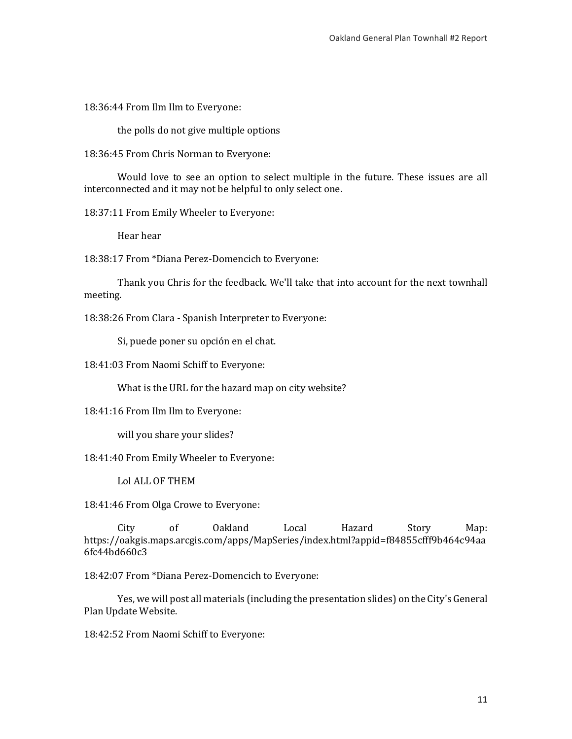18:36:44 From Ilm Ilm to Everyone:

the polls do not give multiple options

18:36:45 From Chris Norman to Everyone:

Would love to see an option to select multiple in the future. These issues are all interconnected and it may not be helpful to only select one.

18:37:11 From Emily Wheeler to Everyone:

Hear hear

18:38:17 From *Diana Perez-Domencich to Everyone:

Thank you Chris for the feedback. We'll take that into account for the next townhall meeting.

18:38:26 From Clara - Spanish Interpreter to Everyone:

Si, puede poner su opción en el chat.

18:41:03 From Naomi Schiff to Everyone:

What is the URL for the hazard map on city website?

18:41:16 From Ilm Ilm to Everyone:

will you share your slides?

18:41:40 From Emily Wheeler to Everyone:

Lol ALL OF THEM

18:41:46 From Olga Crowe to Everyone:

City of Oakland Local Hazard Story Map: https://oakgis.maps.arcgis.com/apps/MapSeries/index.html?appid=f84855cfff9b464c94aa6fc44bd660c3

18:42:07 From *Diana Perez-Domencich to Everyone:

Yes, we will post all materials (including the presentation slides) on the City's General Plan Update Website.

18:42:52 From Naomi Schiff to Everyone: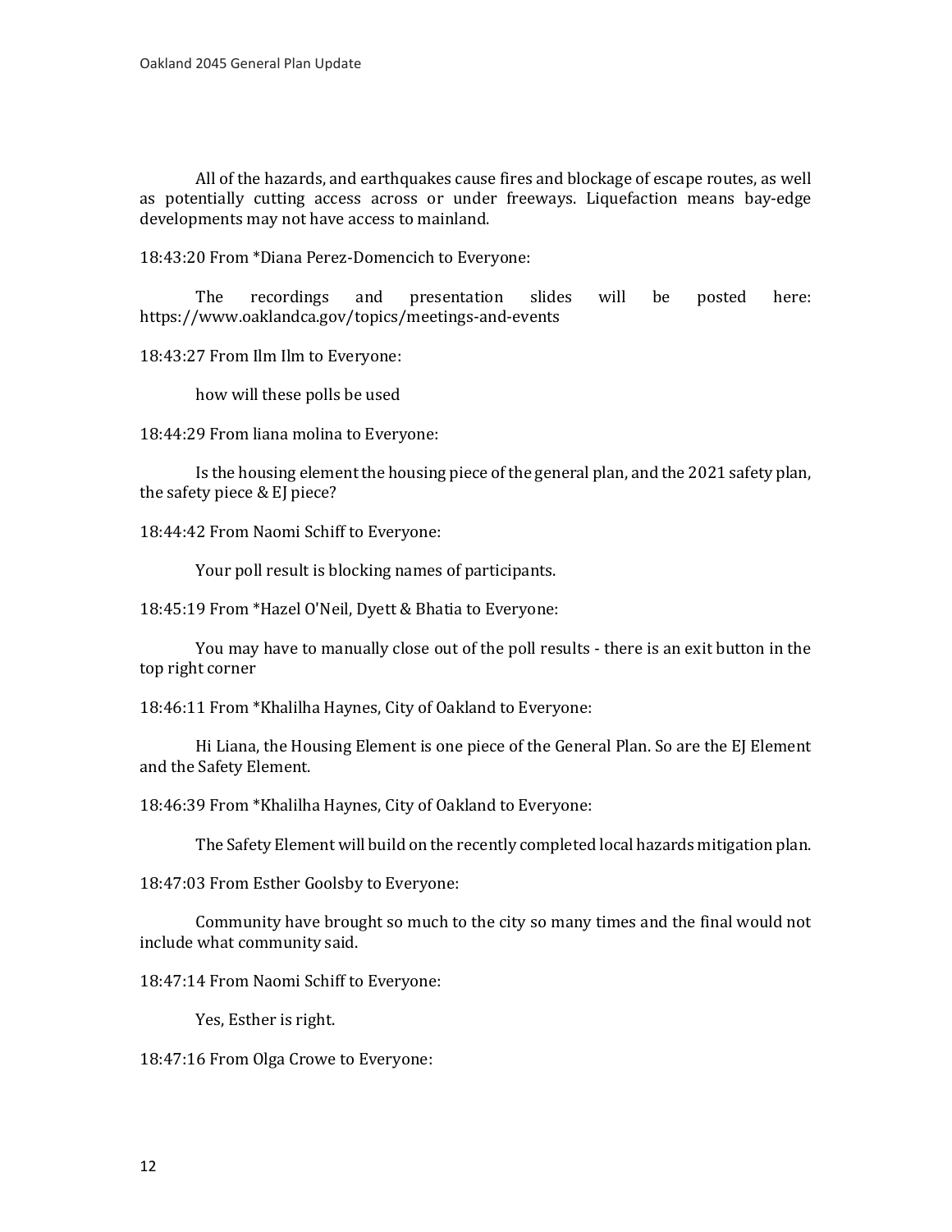All of the hazards, and earthquakes cause fires and blockage of escape routes, as well as potentially cutting access across or under freeways. Liquefaction means bay-edge developments may not have access to mainland.

18:43:20 From *Diana Perez-Domencich to Everyone:

The recordings and presentation slides will be posted here: https://www.oaklandca.gov/topics/meetings-and-events

18:43:27 From Ilm Ilm to Everyone:

how will these polls be used

18:44:29 From liana molina to Everyone:

Is the housing element the housing piece of the general plan, and the 2021 safety plan, the safety piece & EJ piece?

18:44:42 From Naomi Schiff to Everyone:

Your poll result is blocking names of participants.

18:45:19 From *Hazel O'Neil, Dyett & Bhatia to Everyone:

You may have to manually close out of the poll results - there is an exit button in the top right corner

18:46:11 From *Khalilha Haynes, City of Oakland to Everyone:

Hi Liana, the Housing Element is one piece of the General Plan. So are the EJ Element and the Safety Element.

18:46:39 From *Khalilha Haynes, City of Oakland to Everyone:

The Safety Element will build on the recently completed local hazards mitigation plan.

18:47:03 From Esther Goolsby to Everyone:

Community have brought so much to the city so many times and the final would not include what community said.

18:47:14 From Naomi Schiff to Everyone:

Yes, Esther is right.

18:47:16 From Olga Crowe to Everyone: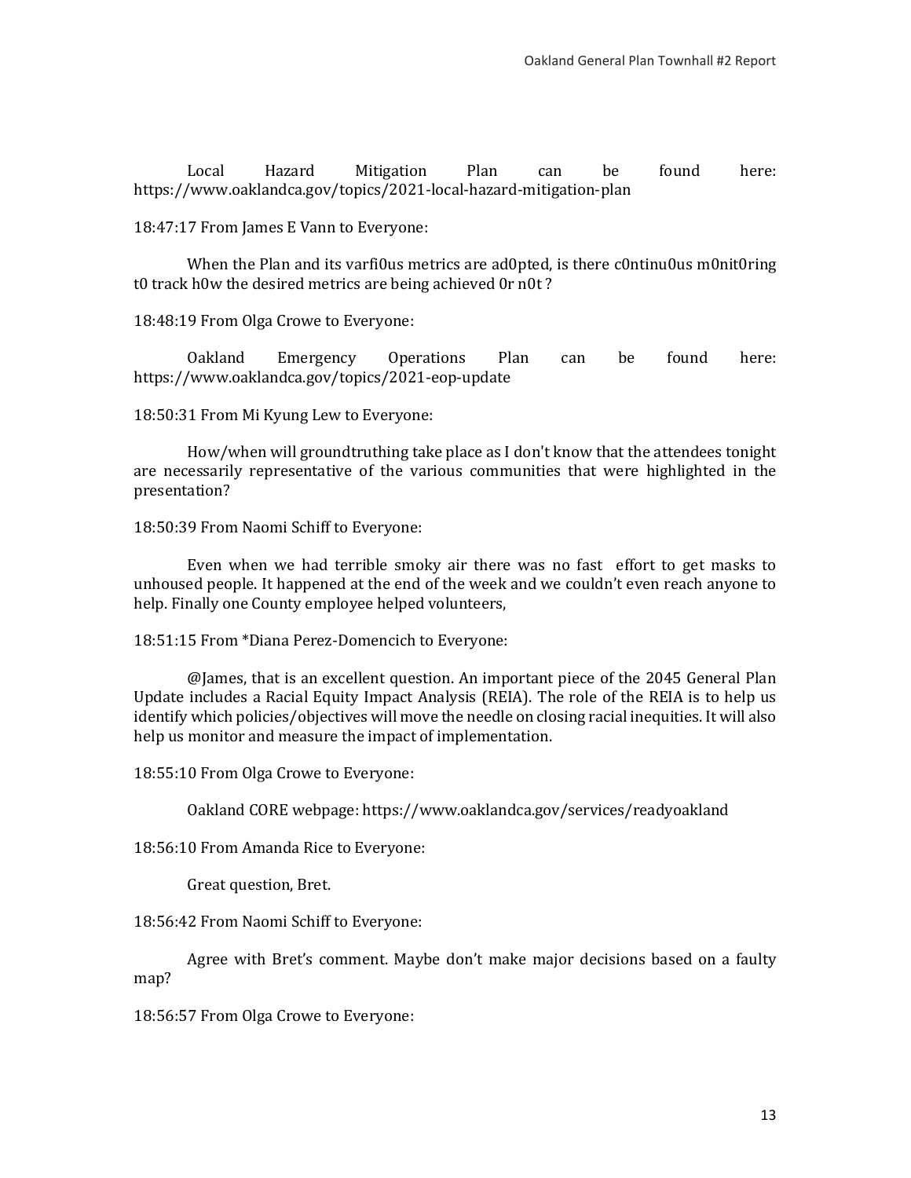Local Hazard Mitigation Plan can be found here: https://www.oaklandca.gov/topics/2021-local-hazard-mitigation-plan

18:47:17 From James E Vann to Everyone:

When the Plan and its varfi0us metrics are ad0pted, is there c0ntinu0us m0nit0ring t0 track h0w the desired metrics are being achieved 0r n0t ?

18:48:19 From Olga Crowe to Everyone:

Oakland Emergency Operations Plan can be found here: https://www.oaklandca.gov/topics/2021-eop-update

18:50:31 From Mi Kyung Lew to Everyone:

How/when will groundtruthing take place as I don't know that the attendees tonight are necessarily representative of the various communities that were highlighted in the presentation?

18:50:39 From Naomi Schiff to Everyone:

Even when we had terrible smoky air there was no fast effort to get masks to unhoused people. It happened at the end of the week and we couldn't even reach anyone to help. Finally one County employee helped volunteers,

18:51:15 From *Diana Perez-Domencich to Everyone:

@James, that is an excellent question. An important piece of the 2045 General Plan Update includes a Racial Equity Impact Analysis (REIA). The role of the REIA is to help us identify which policies/objectives will move the needle on closing racial inequities. It will also help us monitor and measure the impact of implementation.

18:55:10 From Olga Crowe to Everyone:

Oakland CORE webpage: https://www.oaklandca.gov/services/readyoakland

18:56:10 From Amanda Rice to Everyone:

Great question, Bret.

18:56:42 From Naomi Schiff to Everyone:

Agree with Bret's comment. Maybe don't make major decisions based on a faulty map?

18:56:57 From Olga Crowe to Everyone: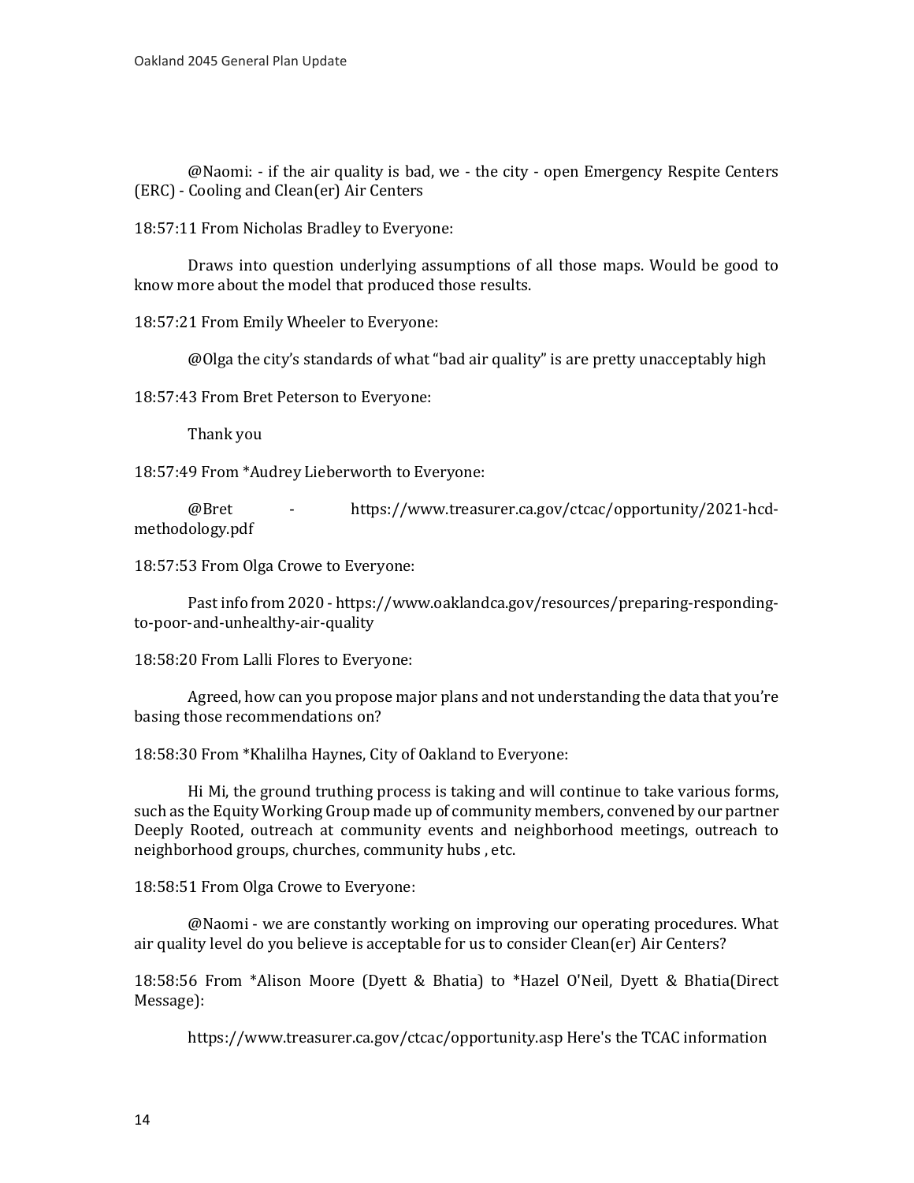@Naomi: - if the air quality is bad, we - the city - open Emergency Respite Centers (ERC) - Cooling and Clean(er) Air Centers

18:57:11 From Nicholas Bradley to Everyone:

Draws into question underlying assumptions of all those maps. Would be good to know more about the model that produced those results.

18:57:21 From Emily Wheeler to Everyone:

@Olga the city's standards of what "bad air quality" is are pretty unacceptably high

18:57:43 From Bret Peterson to Everyone:

Thank you

18:57:49 From *Audrey Lieberworth to Everyone:

@Bret - https://www.treasurer.ca.gov/ctcac/opportunity/2021-hcd-methodology.pdf

18:57:53 From Olga Crowe to Everyone:

Past info from 2020 - https://www.oaklandca.gov/resources/preparing-responding-to-poor-and-unhealthy-air-quality

18:58:20 From Lalli Flores to Everyone:

Agreed, how can you propose major plans and not understanding the data that you're basing those recommendations on?

18:58:30 From *Khalilha Haynes, City of Oakland to Everyone:

Hi Mi, the ground truthing process is taking and will continue to take various forms, such as the Equity Working Group made up of community members, convened by our partner Deeply Rooted, outreach at community events and neighborhood meetings, outreach to neighborhood groups, churches, community hubs , etc.

18:58:51 From Olga Crowe to Everyone:

@Naomi - we are constantly working on improving our operating procedures. What air quality level do you believe is acceptable for us to consider Clean(er) Air Centers?

18:58:56 From *Alison Moore (Dyett & Bhatia) to *Hazel O'Neil, Dyett & Bhatia(Direct Message):

https://www.treasurer.ca.gov/ctcac/opportunity.asp Here's the TCAC information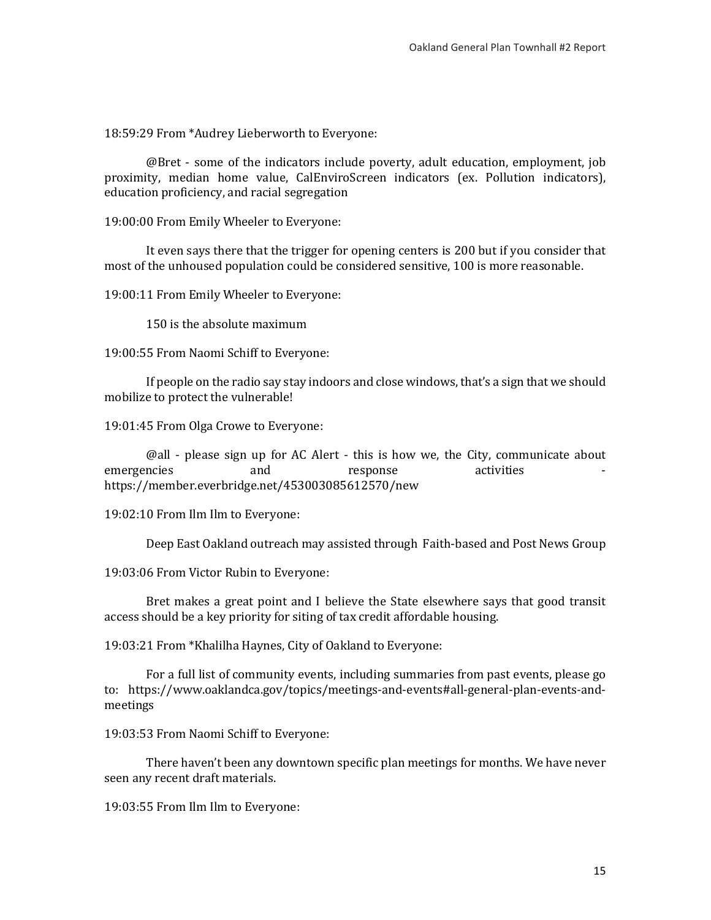18:59:29 From *Audrey Lieberworth to Everyone:

@Bret - some of the indicators include poverty, adult education, employment, job proximity, median home value, CalEnviroScreen indicators (ex. Pollution indicators), education proficiency, and racial segregation

19:00:00 From Emily Wheeler to Everyone:

It even says there that the trigger for opening centers is 200 but if you consider that most of the unhoused population could be considered sensitive, 100 is more reasonable.

19:00:11 From Emily Wheeler to Everyone:

150 is the absolute maximum

19:00:55 From Naomi Schiff to Everyone:

If people on the radio say stay indoors and close windows, that's a sign that we should mobilize to protect the vulnerable!

19:01:45 From Olga Crowe to Everyone:

@all - please sign up for AC Alert - this is how we, the City, communicate about emergencies and response activities - https://member.everbridge.net/453003085612570/new

19:02:10 From Ilm Ilm to Everyone:

Deep East Oakland outreach may assisted through Faith-based and Post News Group

19:03:06 From Victor Rubin to Everyone:

Bret makes a great point and I believe the State elsewhere says that good transit access should be a key priority for siting of tax credit affordable housing.

19:03:21 From *Khalilha Haynes, City of Oakland to Everyone:

For a full list of community events, including summaries from past events, please go to: https://www.oaklandca.gov/topics/meetings-and-events#all-general-plan-events-and-meetings

19:03:53 From Naomi Schiff to Everyone:

There haven't been any downtown specific plan meetings for months. We have never seen any recent draft materials.

19:03:55 From Ilm Ilm to Everyone: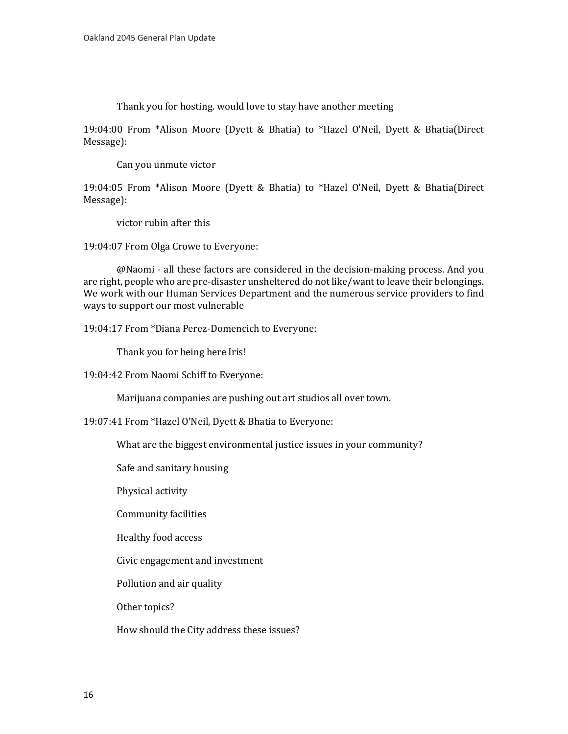Thank you for hosting. would love to stay have another meeting

19:04:00 From *Alison Moore (Dyett & Bhatia) to *Hazel O'Neil, Dyett & Bhatia(Direct Message):

Can you unmute victor

19:04:05 From *Alison Moore (Dyett & Bhatia) to *Hazel O'Neil, Dyett & Bhatia(Direct Message):

victor rubin after this

19:04:07 From Olga Crowe to Everyone:

@Naomi - all these factors are considered in the decision-making process. And you are right, people who are pre-disaster unsheltered do not like/want to leave their belongings. We work with our Human Services Department and the numerous service providers to find ways to support our most vulnerable

19:04:17 From *Diana Perez-Domencich to Everyone:

Thank you for being here Iris!

19:04:42 From Naomi Schiff to Everyone:

Marijuana companies are pushing out art studios all over town.

19:07:41 From *Hazel O'Neil, Dyett & Bhatia to Everyone:

What are the biggest environmental justice issues in your community?

Safe and sanitary housing

Physical activity

Community facilities

Healthy food access

Civic engagement and investment

Pollution and air quality

Other topics?

How should the City address these issues?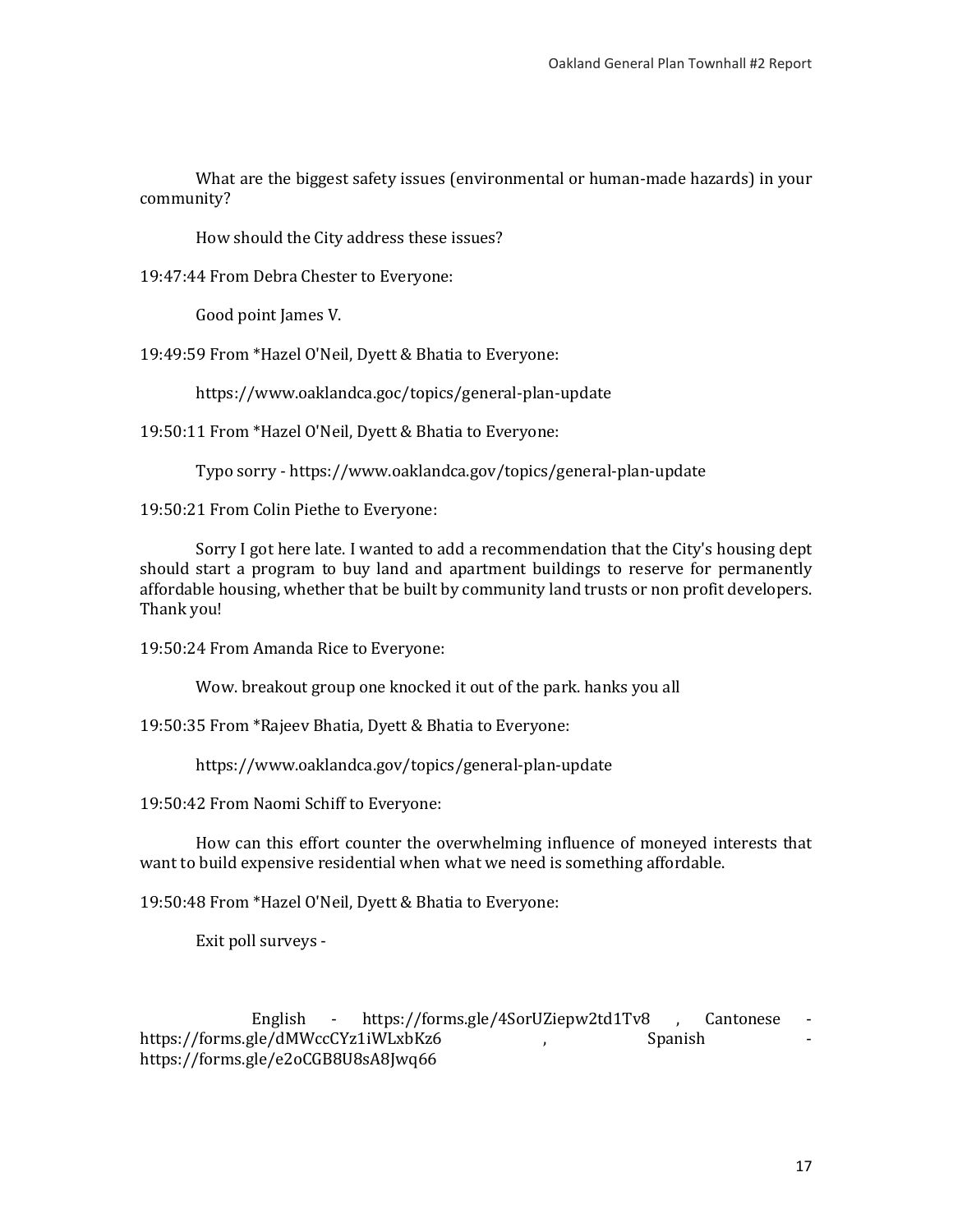What are the biggest safety issues (environmental or human-made hazards) in your community?

How should the City address these issues?

19:47:44 From Debra Chester to Everyone:

Good point James V.

19:49:59 From *Hazel O'Neil, Dyett & Bhatia to Everyone:

https://www.oaklandca.goc/topics/general-plan-update

19:50:11 From *Hazel O'Neil, Dyett & Bhatia to Everyone:

Typo sorry - https://www.oaklandca.gov/topics/general-plan-update

19:50:21 From Colin Piethe to Everyone:

Sorry I got here late. I wanted to add a recommendation that the City's housing dept should start a program to buy land and apartment buildings to reserve for permanently affordable housing, whether that be built by community land trusts or non profit developers. Thank you!

19:50:24 From Amanda Rice to Everyone:

Wow. breakout group one knocked it out of the park. hanks you all

19:50:35 From *Rajeev Bhatia, Dyett & Bhatia to Everyone:

https://www.oaklandca.gov/topics/general-plan-update

19:50:42 From Naomi Schiff to Everyone:

How can this effort counter the overwhelming influence of moneyed interests that want to build expensive residential when what we need is something affordable.

19:50:48 From *Hazel O'Neil, Dyett & Bhatia to Everyone:

Exit poll surveys -

English - https://forms.gle/4SorUZiepw2td1Tv8 , Cantonese - https://forms.gle/dMWccCYz1iWLxbKz6 , Spanish - https://forms.gle/e2oCGB8U8sA8Jwq66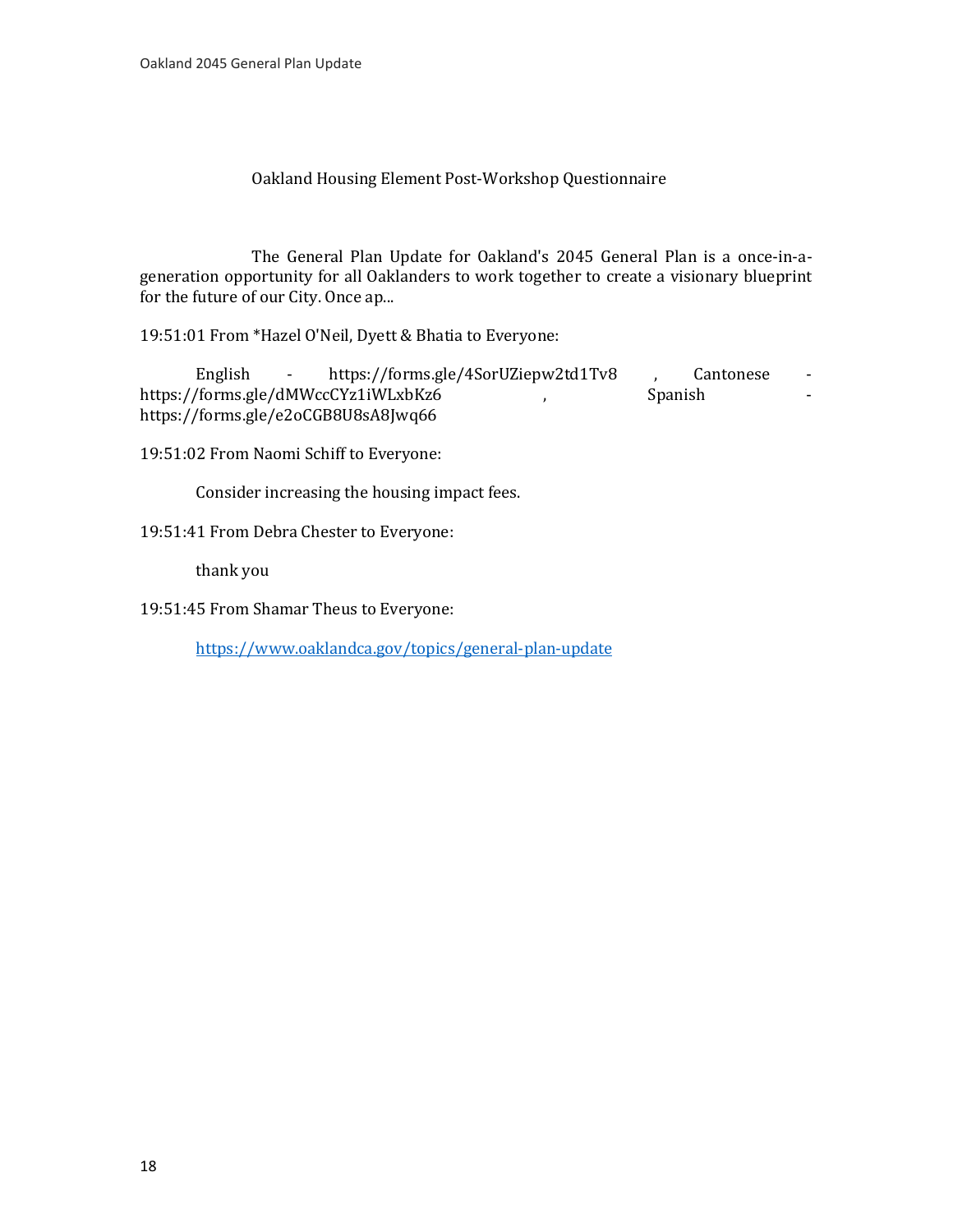Oakland Housing Element Post-Workshop Questionnaire

The General Plan Update for Oakland's 2045 General Plan is a once-in-a-generation opportunity for all Oaklanders to work together to create a visionary blueprint for the future of our City. Once ap...

19:51:01 From *Hazel O'Neil, Dyett & Bhatia to Everyone:

English - https://forms.gle/4SorUZiepw2td1Tv8 , Cantonese - https://forms.gle/dMWccCYz1iWLxbKz6 , Spanish - https://forms.gle/e2oCGB8U8sA8Jwq66

19:51:02 From Naomi Schiff to Everyone:

Consider increasing the housing impact fees.

19:51:41 From Debra Chester to Everyone:

thank you

19:51:45 From Shamar Theus to Everyone:

https://www.oaklandca.gov/topics/general-plan-update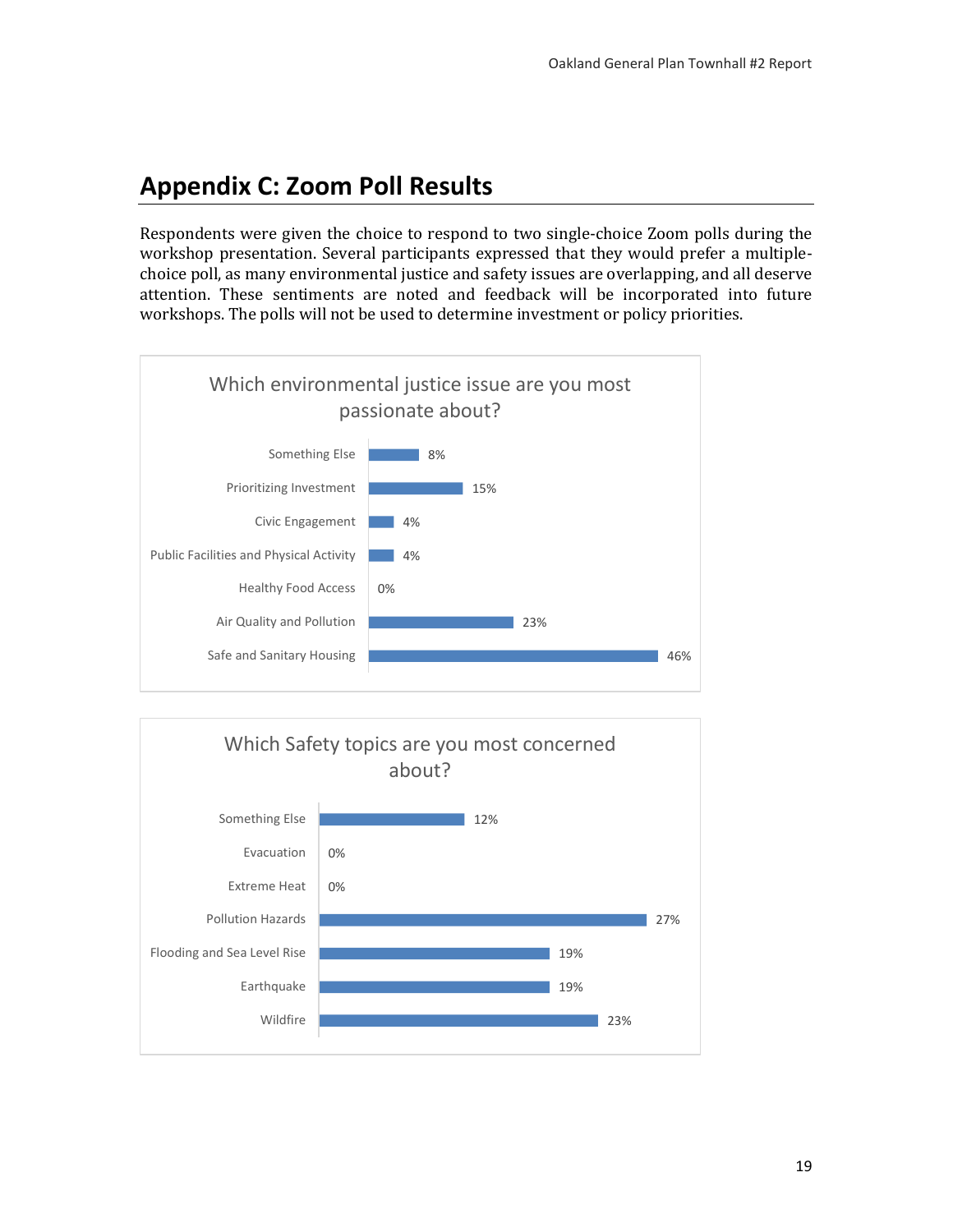## Appendix C: Zoom Poll Results

Respondents were given the choice to respond to two single-choice Zoom polls during the workshop presentation. Several participants expressed that they would prefer a multiple-choice poll, as many environmental justice and safety issues are overlapping, and all deserve attention. These sentiments are noted and feedback will be incorporated into future workshops. The polls will not be used to determine investment or policy priorities.

Which environmental justice issue are you most passionate about?

Something Else 8%
Prioritizing Investment 15%
Civic Engagement 4%
Public Facilities and Physical Activity 4%
Healthy Food Access 0%
Air Quality and Pollution 23%
Safe and Sanitary Housing 46%

Which Safety topics are you most concerned about?

Something Else 12%
Evacuation 0%
Extreme Heat 0%
Pollution Hazards 27%
Flooding and Sea Level Rise 19%
Earthquake 19%
Wildfire 23%